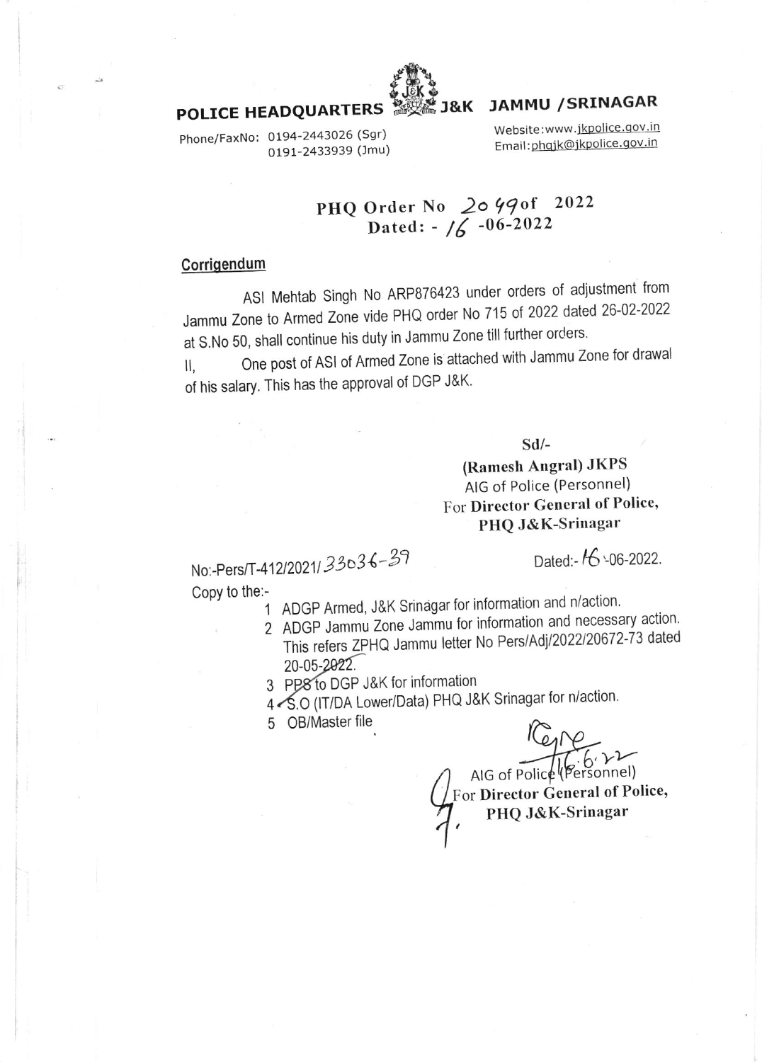# POLICE HEADQUARTERS J&K JAMMU /SRINAGAR

Phone/FaxNo: 0194-2443026 (Sgr)
0191-2433939 (Jmu)

Website:www.jkpolice.gov.in
Email:phqjk@jkpolice.gov.in

**PHQ Order No 2049 of 2022**
**Dated: - 16 -06-2022**

## Corrigendum

ASI Mehtab Singh No ARP876423 under orders of adjustment from Jammu Zone to Armed Zone vide PHQ order No 715 of 2022 dated 26-02-2022 at S.No 50, shall continue his duty in Jammu Zone till further orders.

II, One post of ASI of Armed Zone is attached with Jammu Zone for drawal of his salary. This has the approval of DGP J&K.

Sd/-
**(Ramesh Angral) JKPS**
AIG of Police (Personnel)
For **Director General of Police,**
**PHQ J&K-Srinagar**

No:-Pers/T-412/2021/33036-39

Dated:- 16-06-2022.

Copy to the:-

1. ADGP Armed, J&K Srinagar for information and n/action.
2. ADGP Jammu Zone Jammu for information and necessary action. This refers ZPHQ Jammu letter No Pers/Adj/2022/20672-73 dated 20-05-2022.
3. PPS to DGP J&K for information
4. S.O (IT/DA Lower/Data) PHQ J&K Srinagar for n/action.
5. OB/Master file

16.6.22
AIG of Police (Personnel)
For **Director General of Police,**
**PHQ J&K-Srinagar**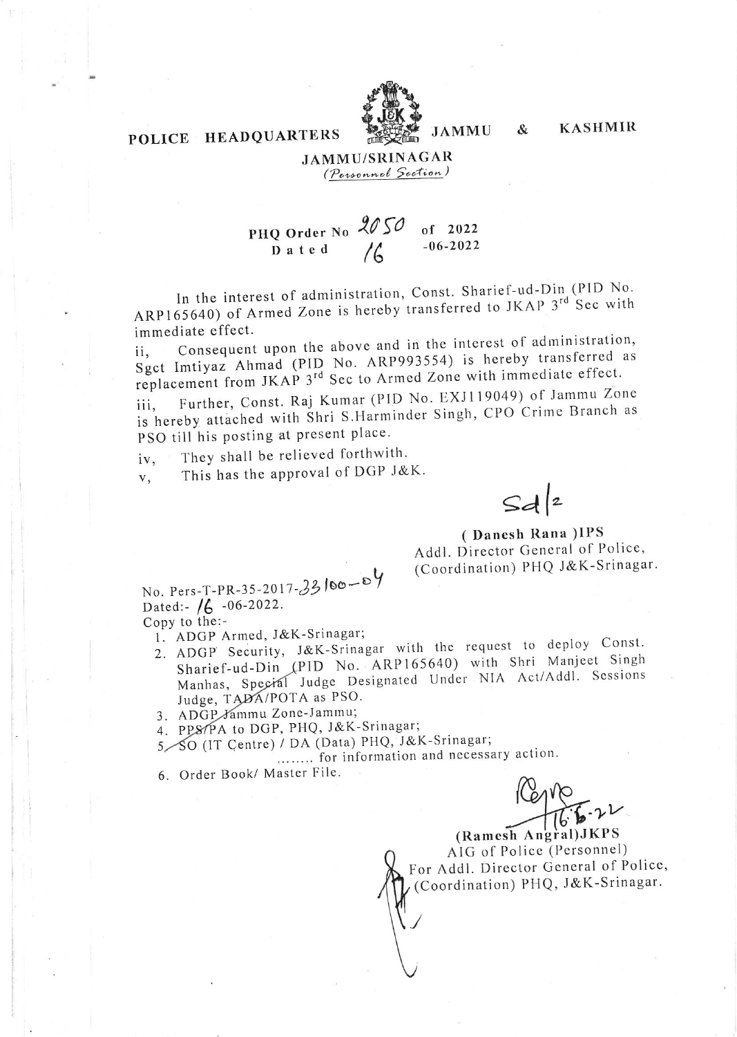**POLICE HEADQUARTERS JAMMU & KASHMIR**

**JAMMU/SRINAGAR**

*(Personnel Section)*

**PHQ Order No 2050 of 2022**

**Dated 16-06-2022**

In the interest of administration, Const. Sharief-ud-Din (PID No. ARP165640) of Armed Zone is hereby transferred to JKAP 3rd Sec with immediate effect.

ii, Consequent upon the above and in the interest of administration, Sgct Imtiyaz Ahmad (PID No. ARP993554) is hereby transferred as replacement from JKAP 3rd Sec to Armed Zone with immediate effect.

iii, Further, Const. Raj Kumar (PID No. EXJ119049) of Jammu Zone is hereby attached with Shri S.Harminder Singh, CPO Crime Branch as PSO till his posting at present place.

iv, They shall be relieved forthwith.

v, This has the approval of DGP J&K.

Sd/-

**( Danesh Rana )IPS**
Addl. Director General of Police,
(Coordination) PHQ J&K-Srinagar.

No. Pers-T-PR-35-2017-33100-04
Dated:- 16 -06-2022.
Copy to the:-

1. ADGP Armed, J&K-Srinagar;
2. ADGP Security, J&K-Srinagar with the request to deploy Const. Sharief-ud-Din (PID No. ARP165640) with Shri Manjeet Singh Manhas, Special Judge Designated Under NIA Act/Addl. Sessions Judge, TADA/POTA as PSO.
3. ADGP Jammu Zone-Jammu;
4. PPS/PA to DGP, PHQ, J&K-Srinagar;
5. SO (IT Centre) / DA (Data) PHQ, J&K-Srinagar;

........ for information and necessary action.

6. Order Book/ Master File.

16.6.22

**(Ramesh Angral)JKPS**
AIG of Police (Personnel)
For Addl. Director General of Police,
(Coordination) PHQ, J&K-Srinagar.